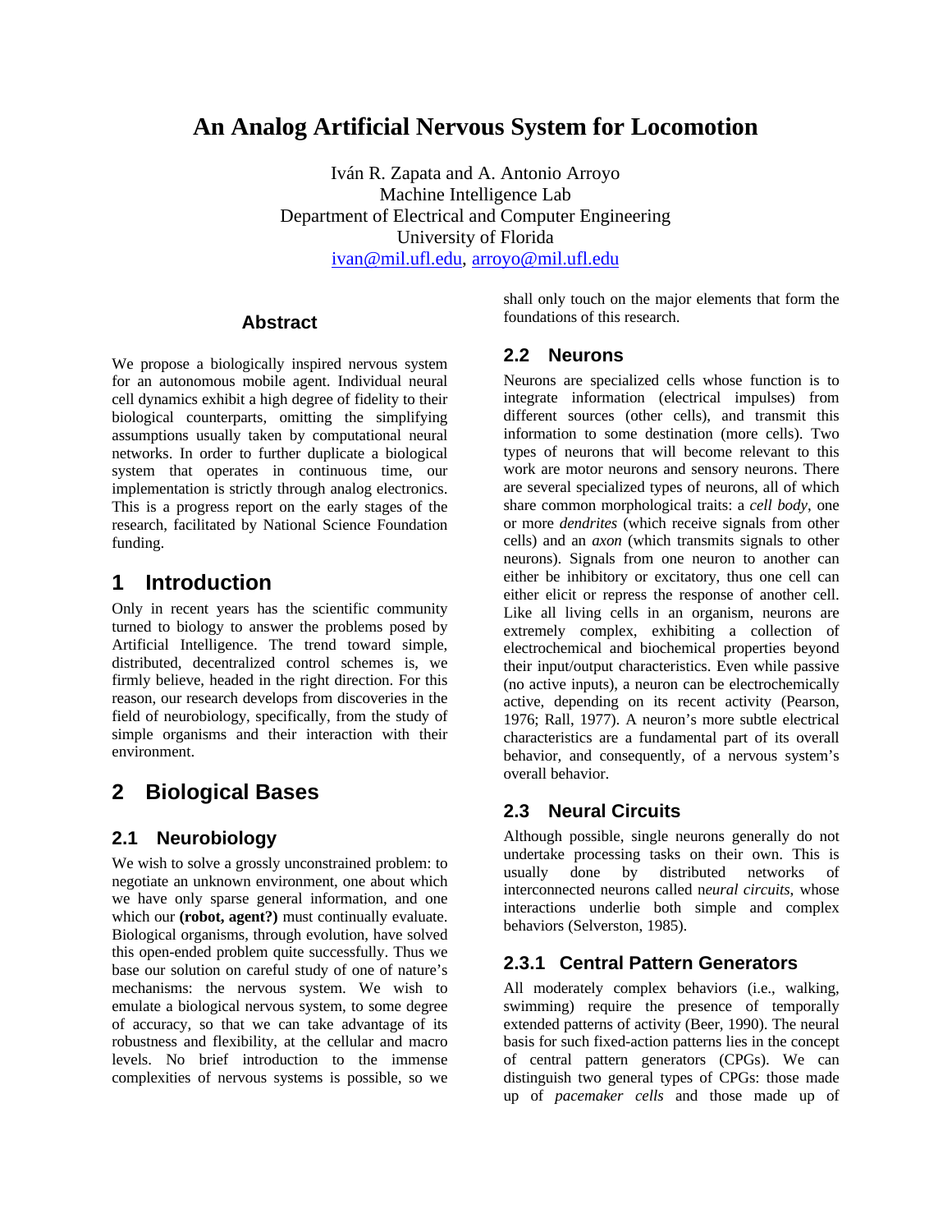# An Analog Artificial Nervous System for Locomotion

Iván R. Zapata and A. Antonio Arroyo
Machine Intelligence Lab
Department of Electrical and Computer Engineering
University of Florida
ivan@mil.ufl.edu, arroyo@mil.ufl.edu

### Abstract

We propose a biologically inspired nervous system for an autonomous mobile agent. Individual neural cell dynamics exhibit a high degree of fidelity to their biological counterparts, omitting the simplifying assumptions usually taken by computational neural networks. In order to further duplicate a biological system that operates in continuous time, our implementation is strictly through analog electronics. This is a progress report on the early stages of the research, facilitated by National Science Foundation funding.

## 1 Introduction

Only in recent years has the scientific community turned to biology to answer the problems posed by Artificial Intelligence. The trend toward simple, distributed, decentralized control schemes is, we firmly believe, headed in the right direction. For this reason, our research develops from discoveries in the field of neurobiology, specifically, from the study of simple organisms and their interaction with their environment.

## 2 Biological Bases

### 2.1 Neurobiology

We wish to solve a grossly unconstrained problem: to negotiate an unknown environment, one about which we have only sparse general information, and one which our **(robot, agent?)** must continually evaluate. Biological organisms, through evolution, have solved this open-ended problem quite successfully. Thus we base our solution on careful study of one of nature's mechanisms: the nervous system. We wish to emulate a biological nervous system, to some degree of accuracy, so that we can take advantage of its robustness and flexibility, at the cellular and macro levels. No brief introduction to the immense complexities of nervous systems is possible, so we shall only touch on the major elements that form the foundations of this research.

### 2.2 Neurons

Neurons are specialized cells whose function is to integrate information (electrical impulses) from different sources (other cells), and transmit this information to some destination (more cells). Two types of neurons that will become relevant to this work are motor neurons and sensory neurons. There are several specialized types of neurons, all of which share common morphological traits: a *cell body*, one or more *dendrites* (which receive signals from other cells) and an *axon* (which transmits signals to other neurons). Signals from one neuron to another can either be inhibitory or excitatory, thus one cell can either elicit or repress the response of another cell. Like all living cells in an organism, neurons are extremely complex, exhibiting a collection of electrochemical and biochemical properties beyond their input/output characteristics. Even while passive (no active inputs), a neuron can be electrochemically active, depending on its recent activity (Pearson, 1976; Rall, 1977). A neuron's more subtle electrical characteristics are a fundamental part of its overall behavior, and consequently, of a nervous system's overall behavior.

### 2.3 Neural Circuits

Although possible, single neurons generally do not undertake processing tasks on their own. This is usually done by distributed networks of interconnected neurons called n*eural circuits*, whose interactions underlie both simple and complex behaviors (Selverston, 1985).

#### 2.3.1 Central Pattern Generators

All moderately complex behaviors (i.e., walking, swimming) require the presence of temporally extended patterns of activity (Beer, 1990). The neural basis for such fixed-action patterns lies in the concept of central pattern generators (CPGs). We can distinguish two general types of CPGs: those made up of *pacemaker cells* and those made up of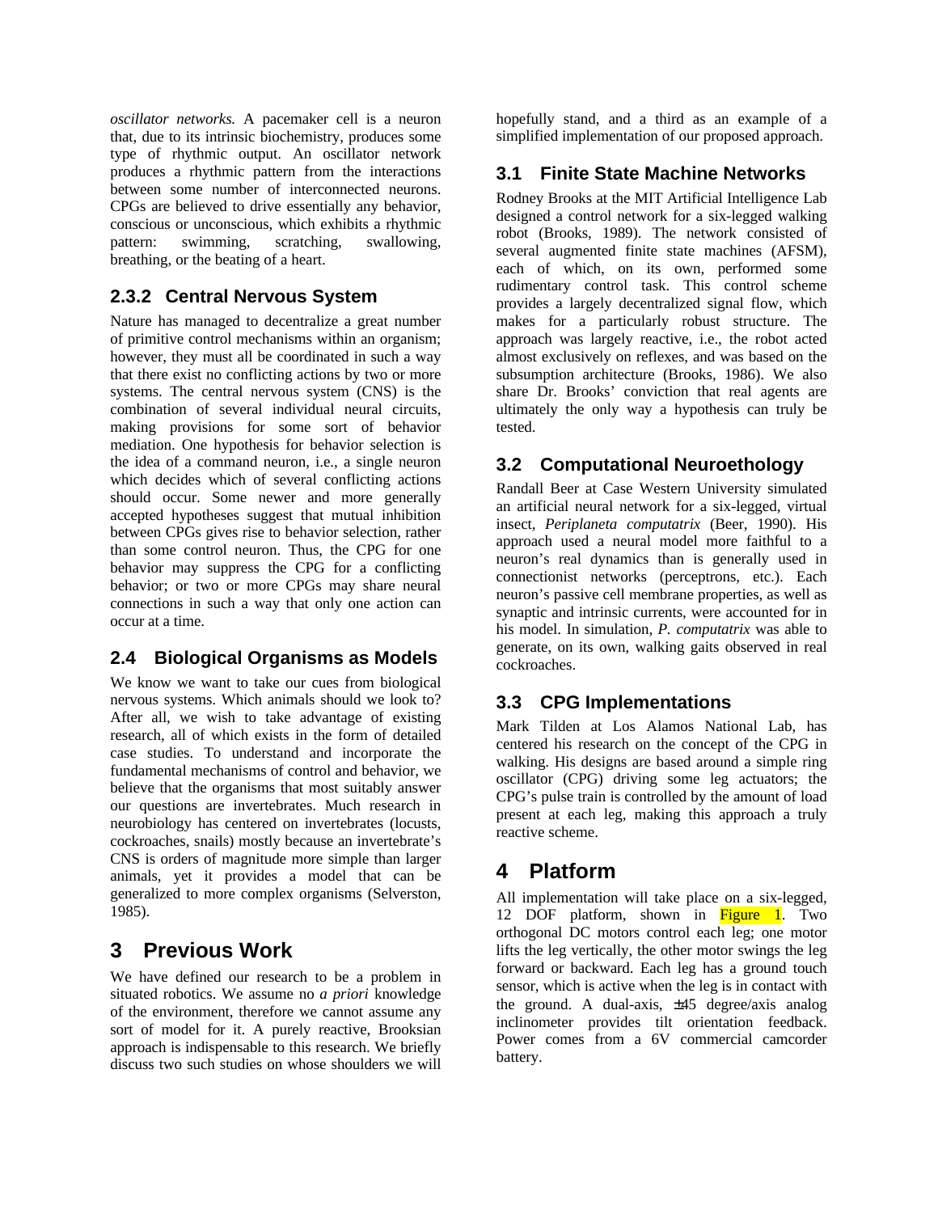*oscillator networks.* A pacemaker cell is a neuron that, due to its intrinsic biochemistry, produces some type of rhythmic output. An oscillator network produces a rhythmic pattern from the interactions between some number of interconnected neurons. CPGs are believed to drive essentially any behavior, conscious or unconscious, which exhibits a rhythmic pattern: swimming, scratching, swallowing, breathing, or the beating of a heart.

### 2.3.2 Central Nervous System

Nature has managed to decentralize a great number of primitive control mechanisms within an organism; however, they must all be coordinated in such a way that there exist no conflicting actions by two or more systems. The central nervous system (CNS) is the combination of several individual neural circuits, making provisions for some sort of behavior mediation. One hypothesis for behavior selection is the idea of a command neuron, i.e., a single neuron which decides which of several conflicting actions should occur. Some newer and more generally accepted hypotheses suggest that mutual inhibition between CPGs gives rise to behavior selection, rather than some control neuron. Thus, the CPG for one behavior may suppress the CPG for a conflicting behavior; or two or more CPGs may share neural connections in such a way that only one action can occur at a time.

## 2.4 Biological Organisms as Models

We know we want to take our cues from biological nervous systems. Which animals should we look to? After all, we wish to take advantage of existing research, all of which exists in the form of detailed case studies. To understand and incorporate the fundamental mechanisms of control and behavior, we believe that the organisms that most suitably answer our questions are invertebrates. Much research in neurobiology has centered on invertebrates (locusts, cockroaches, snails) mostly because an invertebrate's CNS is orders of magnitude more simple than larger animals, yet it provides a model that can be generalized to more complex organisms (Selverston, 1985).

# 3 Previous Work

We have defined our research to be a problem in situated robotics. We assume no *a priori* knowledge of the environment, therefore we cannot assume any sort of model for it. A purely reactive, Brooksian approach is indispensable to this research. We briefly discuss two such studies on whose shoulders we will hopefully stand, and a third as an example of a simplified implementation of our proposed approach.

## 3.1 Finite State Machine Networks

Rodney Brooks at the MIT Artificial Intelligence Lab designed a control network for a six-legged walking robot (Brooks, 1989). The network consisted of several augmented finite state machines (AFSM), each of which, on its own, performed some rudimentary control task. This control scheme provides a largely decentralized signal flow, which makes for a particularly robust structure. The approach was largely reactive, i.e., the robot acted almost exclusively on reflexes, and was based on the subsumption architecture (Brooks, 1986). We also share Dr. Brooks' conviction that real agents are ultimately the only way a hypothesis can truly be tested.

## 3.2 Computational Neuroethology

Randall Beer at Case Western University simulated an artificial neural network for a six-legged, virtual insect, *Periplaneta computatrix* (Beer, 1990). His approach used a neural model more faithful to a neuron's real dynamics than is generally used in connectionist networks (perceptrons, etc.). Each neuron's passive cell membrane properties, as well as synaptic and intrinsic currents, were accounted for in his model. In simulation, *P. computatrix* was able to generate, on its own, walking gaits observed in real cockroaches.

## 3.3 CPG Implementations

Mark Tilden at Los Alamos National Lab, has centered his research on the concept of the CPG in walking. His designs are based around a simple ring oscillator (CPG) driving some leg actuators; the CPG's pulse train is controlled by the amount of load present at each leg, making this approach a truly reactive scheme.

# 4 Platform

All implementation will take place on a six-legged, 12 DOF platform, shown in Figure 1. Two orthogonal DC motors control each leg; one motor lifts the leg vertically, the other motor swings the leg forward or backward. Each leg has a ground touch sensor, which is active when the leg is in contact with the ground. A dual-axis, ±45 degree/axis analog inclinometer provides tilt orientation feedback. Power comes from a 6V commercial camcorder battery.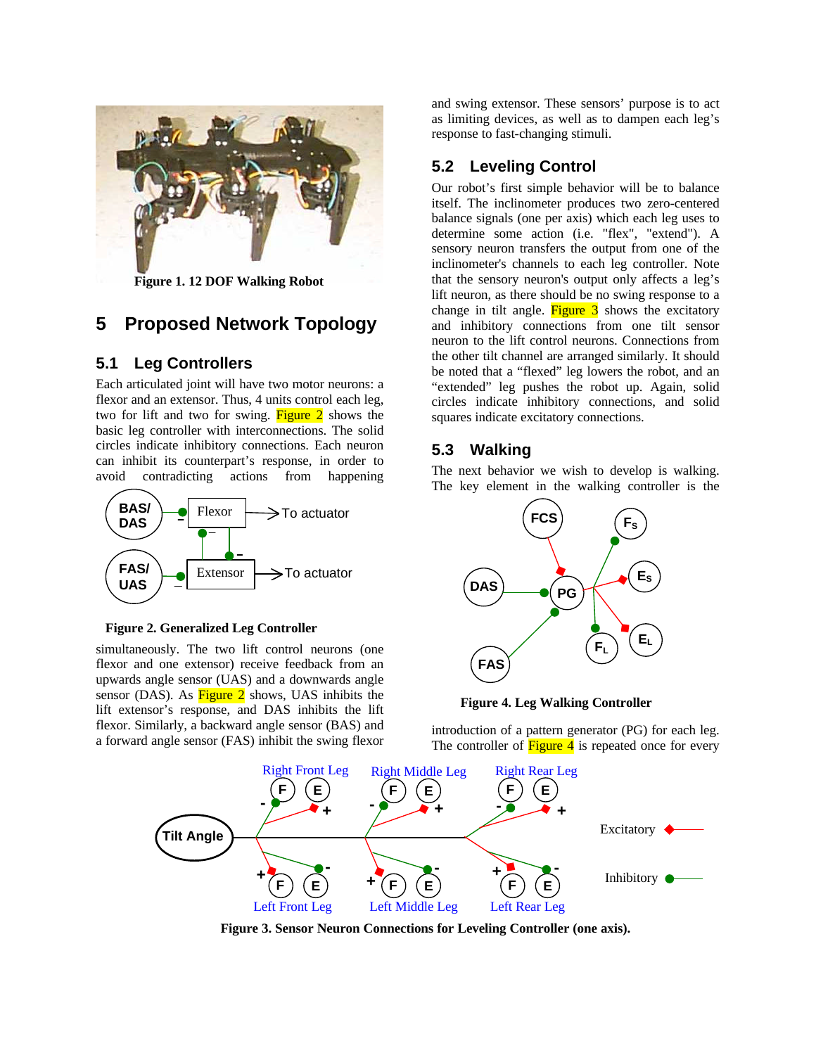Figure 1. 12 DOF Walking Robot

# 5 Proposed Network Topology

## 5.1 Leg Controllers

Each articulated joint will have two motor neurons: a flexor and an extensor. Thus, 4 units control each leg, two for lift and two for swing. Figure 2 shows the basic leg controller with interconnections. The solid circles indicate inhibitory connections. Each neuron can inhibit its counterpart's response, in order to avoid contradicting actions from happening simultaneously. The two lift control neurons (one flexor and one extensor) receive feedback from an upwards angle sensor (UAS) and a downwards angle sensor (DAS). As Figure 2 shows, UAS inhibits the lift extensor's response, and DAS inhibits the lift flexor. Similarly, a backward angle sensor (BAS) and a forward angle sensor (FAS) inhibit the swing flexor and swing extensor. These sensors' purpose is to act as limiting devices, as well as to dampen each leg's response to fast-changing stimuli.

BAS/ DAS
Flexor
To actuator
FAS/ UAS
Extensor
To actuator

Figure 2. Generalized Leg Controller

## 5.2 Leveling Control

Our robot's first simple behavior will be to balance itself. The inclinometer produces two zero-centered balance signals (one per axis) which each leg uses to determine some action (i.e. "flex", "extend"). A sensory neuron transfers the output from one of the inclinometer's channels to each leg controller. Note that the sensory neuron's output only affects a leg's lift neuron, as there should be no swing response to a change in tilt angle. Figure 3 shows the excitatory and inhibitory connections from one tilt sensor neuron to the lift control neurons. Connections from the other tilt channel are arranged similarly. It should be noted that a "flexed" leg lowers the robot, and an "extended" leg pushes the robot up. Again, solid circles indicate inhibitory connections, and solid squares indicate excitatory connections.

## 5.3 Walking

The next behavior we wish to develop is walking. The key element in the walking controller is the introduction of a pattern generator (PG) for each leg. The controller of Figure 4 is repeated once for every

FCS
$F_S$
DAS
PG
$E_S$
$F_L$
$E_L$
FAS

Figure 4. Leg Walking Controller

Right Front Leg
Right Middle Leg
Right Rear Leg
Tilt Angle
Left Front Leg
Left Middle Leg
Left Rear Leg
Excitatory
Inhibitory

Figure 3. Sensor Neuron Connections for Leveling Controller (one axis).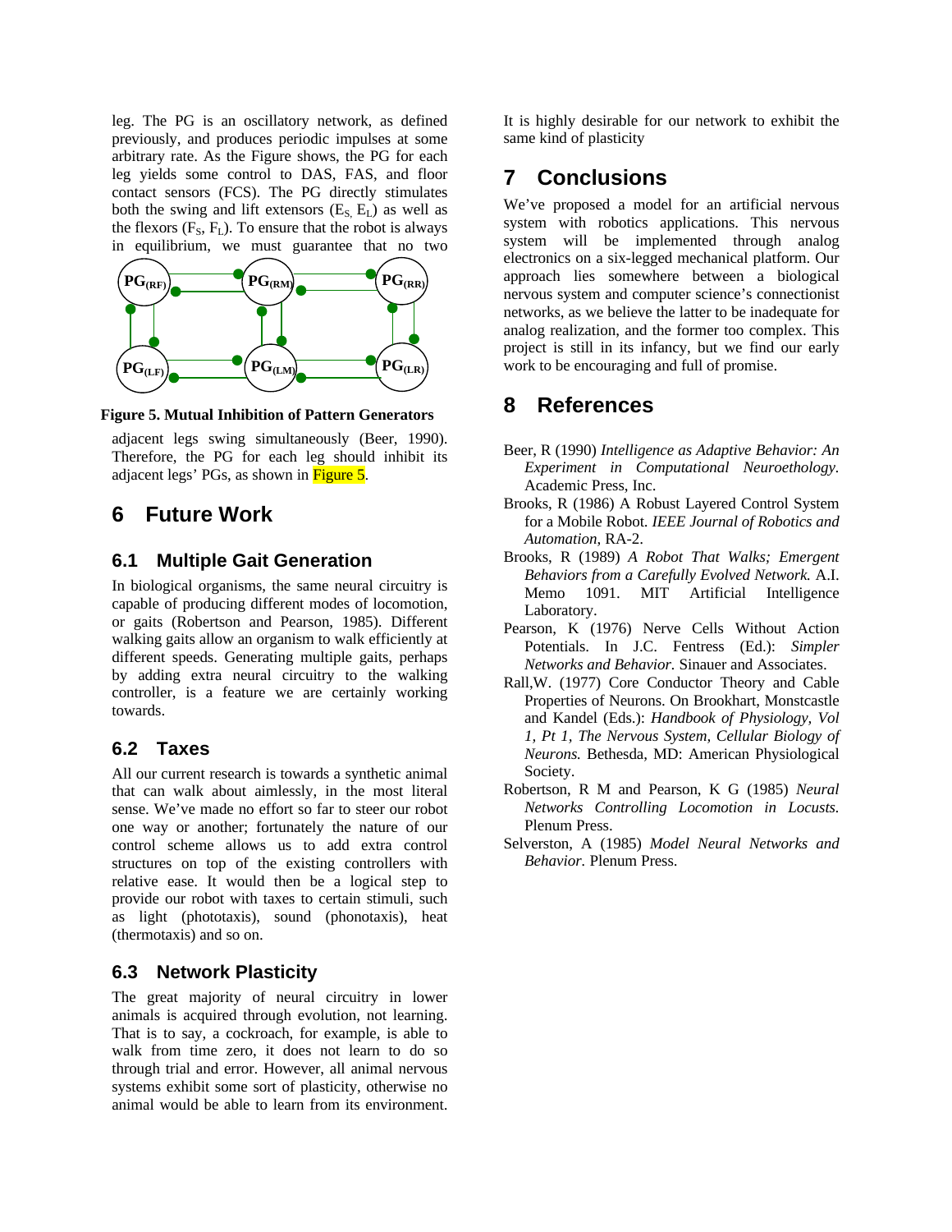leg. The PG is an oscillatory network, as defined previously, and produces periodic impulses at some arbitrary rate. As the Figure shows, the PG for each leg yields some control to DAS, FAS, and floor contact sensors (FCS). The PG directly stimulates both the swing and lift extensors ($E_S$, $E_L$) as well as the flexors ($F_S$, $F_L$). To ensure that the robot is always in equilibrium, we must guarantee that no two adjacent legs swing simultaneously (Beer, 1990). Therefore, the PG for each leg should inhibit its adjacent legs' PGs, as shown in Figure 5.

$PG_{(RF)}$

$PG_{(RM)}$

$PG_{(RR)}$

$PG_{(LF)}$

$PG_{(LM)}$

$PG_{(LR)}$

**Figure 5. Mutual Inhibition of Pattern Generators**

## 6 Future Work

### 6.1 Multiple Gait Generation

In biological organisms, the same neural circuitry is capable of producing different modes of locomotion, or gaits (Robertson and Pearson, 1985). Different walking gaits allow an organism to walk efficiently at different speeds. Generating multiple gaits, perhaps by adding extra neural circuitry to the walking controller, is a feature we are certainly working towards.

### 6.2 Taxes

All our current research is towards a synthetic animal that can walk about aimlessly, in the most literal sense. We've made no effort so far to steer our robot one way or another; fortunately the nature of our control scheme allows us to add extra control structures on top of the existing controllers with relative ease. It would then be a logical step to provide our robot with taxes to certain stimuli, such as light (phototaxis), sound (phonotaxis), heat (thermotaxis) and so on.

### 6.3 Network Plasticity

The great majority of neural circuitry in lower animals is acquired through evolution, not learning. That is to say, a cockroach, for example, is able to walk from time zero, it does not learn to do so through trial and error. However, all animal nervous systems exhibit some sort of plasticity, otherwise no animal would be able to learn from its environment. It is highly desirable for our network to exhibit the same kind of plasticity

## 7 Conclusions

We've proposed a model for an artificial nervous system with robotics applications. This nervous system will be implemented through analog electronics on a six-legged mechanical platform. Our approach lies somewhere between a biological nervous system and computer science's connectionist networks, as we believe the latter to be inadequate for analog realization, and the former too complex. This project is still in its infancy, but we find our early work to be encouraging and full of promise.

## 8 References

Beer, R (1990) *Intelligence as Adaptive Behavior: An Experiment in Computational Neuroethology.* Academic Press, Inc.

Brooks, R (1986) A Robust Layered Control System for a Mobile Robot. *IEEE Journal of Robotics and Automation*, RA-2.

Brooks, R (1989) *A Robot That Walks; Emergent Behaviors from a Carefully Evolved Network.* A.I. Memo 1091. MIT Artificial Intelligence Laboratory.

Pearson, K (1976) Nerve Cells Without Action Potentials. In J.C. Fentress (Ed.): *Simpler Networks and Behavior.* Sinauer and Associates.

Rall,W. (1977) Core Conductor Theory and Cable Properties of Neurons. On Brookhart, Monstcastle and Kandel (Eds.): *Handbook of Physiology, Vol 1, Pt 1, The Nervous System, Cellular Biology of Neurons.* Bethesda, MD: American Physiological Society.

Robertson, R M and Pearson, K G (1985) *Neural Networks Controlling Locomotion in Locusts.* Plenum Press.

Selverston, A (1985) *Model Neural Networks and Behavior.* Plenum Press.